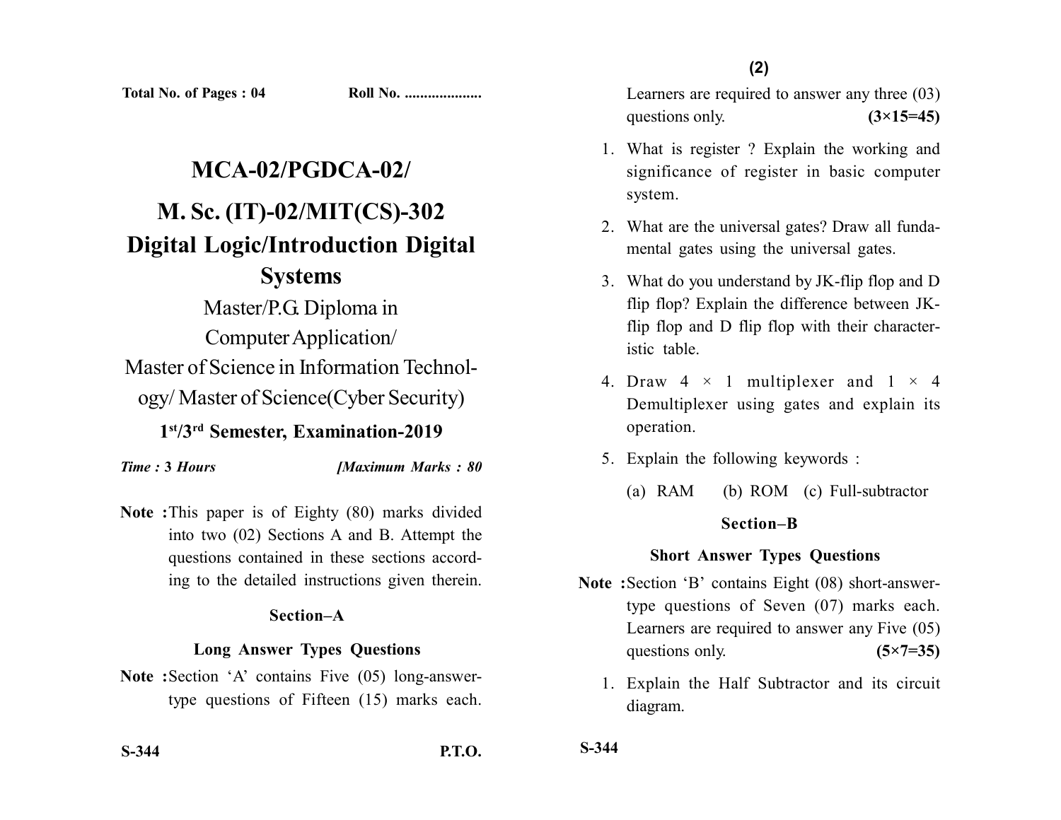Total No. of Pages : 04 Roll No. ....................

# MCA-02/PGDCA-02/

# M. Sc. (IT)-02/MIT(CS)-302

# Digital Logic/Introduction Digital Systems

Master/P.G. Diploma in Computer Application/ Master of Science in Information Technology/ Master of Science(Cyber Security)

**1st/3rd Semester, Examination-2019**

*Time : 3 Hours* *[Maximum Marks : 80*

**Note :** This paper is of Eighty (80) marks divided into two (02) Sections A and B. Attempt the questions contained in these sections according to the detailed instructions given therein.

## Section–A

### Long Answer Types Questions

**Note :** Section 'A' contains Five (05) long-answer-type questions of Fifteen (15) marks each. Learners are required to answer any three (03) questions only. **(3×15=45)**

1. What is register ? Explain the working and significance of register in basic computer system.
2. What are the universal gates? Draw all fundamental gates using the universal gates.
3. What do you understand by JK-flip flop and D flip flop? Explain the difference between JK-flip flop and D flip flop with their characteristic table.
4. Draw 4 × 1 multiplexer and 1 × 4 Demultiplexer using gates and explain its operation.
5. Explain the following keywords :

   (a) RAM (b) ROM (c) Full-subtractor

## Section–B

### Short Answer Types Questions

**Note :** Section 'B' contains Eight (08) short-answer-type questions of Seven (07) marks each. Learners are required to answer any Five (05) questions only. **(5×7=35)**

1. Explain the Half Subtractor and its circuit diagram.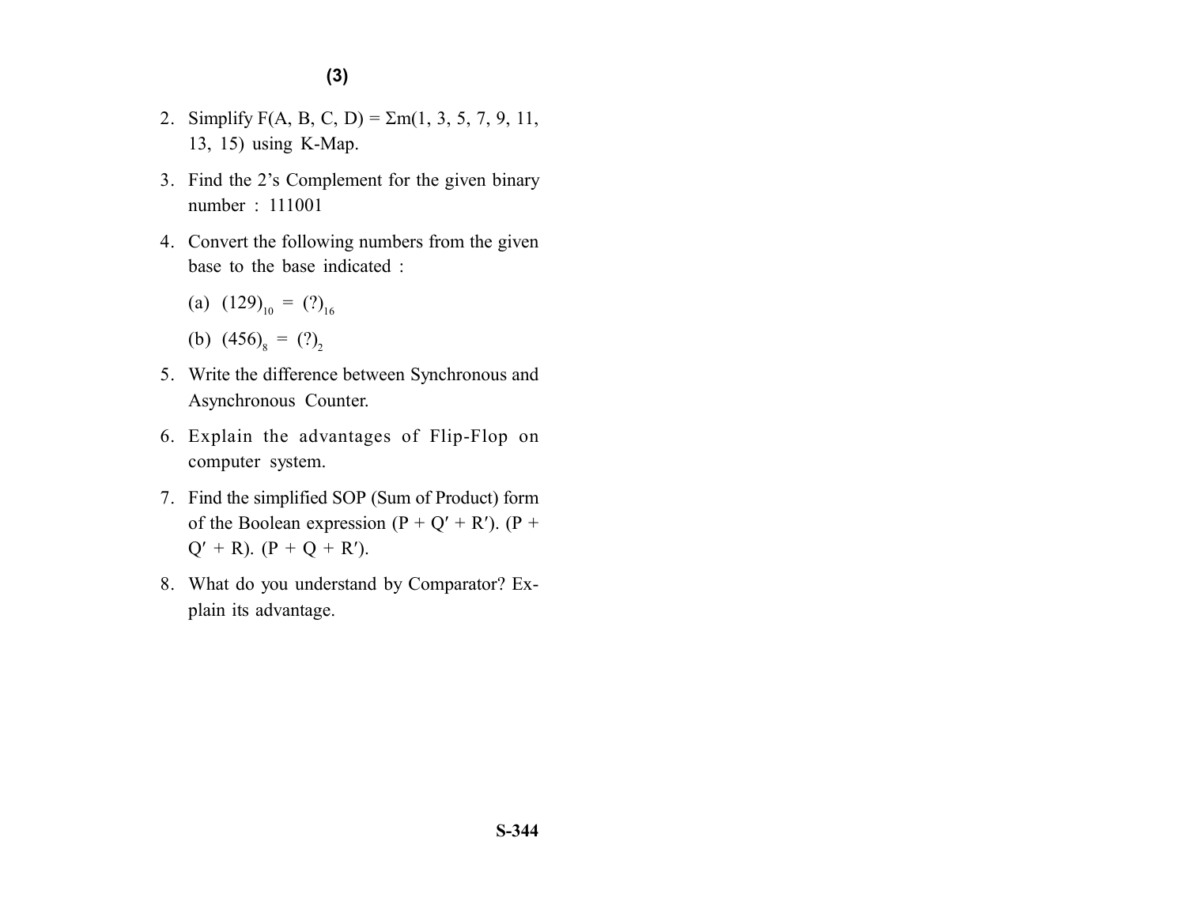2. Simplify $F(A, B, C, D) = \Sigma m(1, 3, 5, 7, 9, 11, 13, 15)$ using K-Map.

3. Find the 2's Complement for the given binary number : 111001

4. Convert the following numbers from the given base to the base indicated :

   (a) $(129)_{10} = (?)_{16}$

   (b) $(456)_{8} = (?)_{2}$

5. Write the difference between Synchronous and Asynchronous Counter.

6. Explain the advantages of Flip-Flop on computer system.

7. Find the simplified SOP (Sum of Product) form of the Boolean expression $(P + Q' + R').(P + Q' + R).(P + Q + R')$.

8. What do you understand by Comparator? Explain its advantage.

S-344